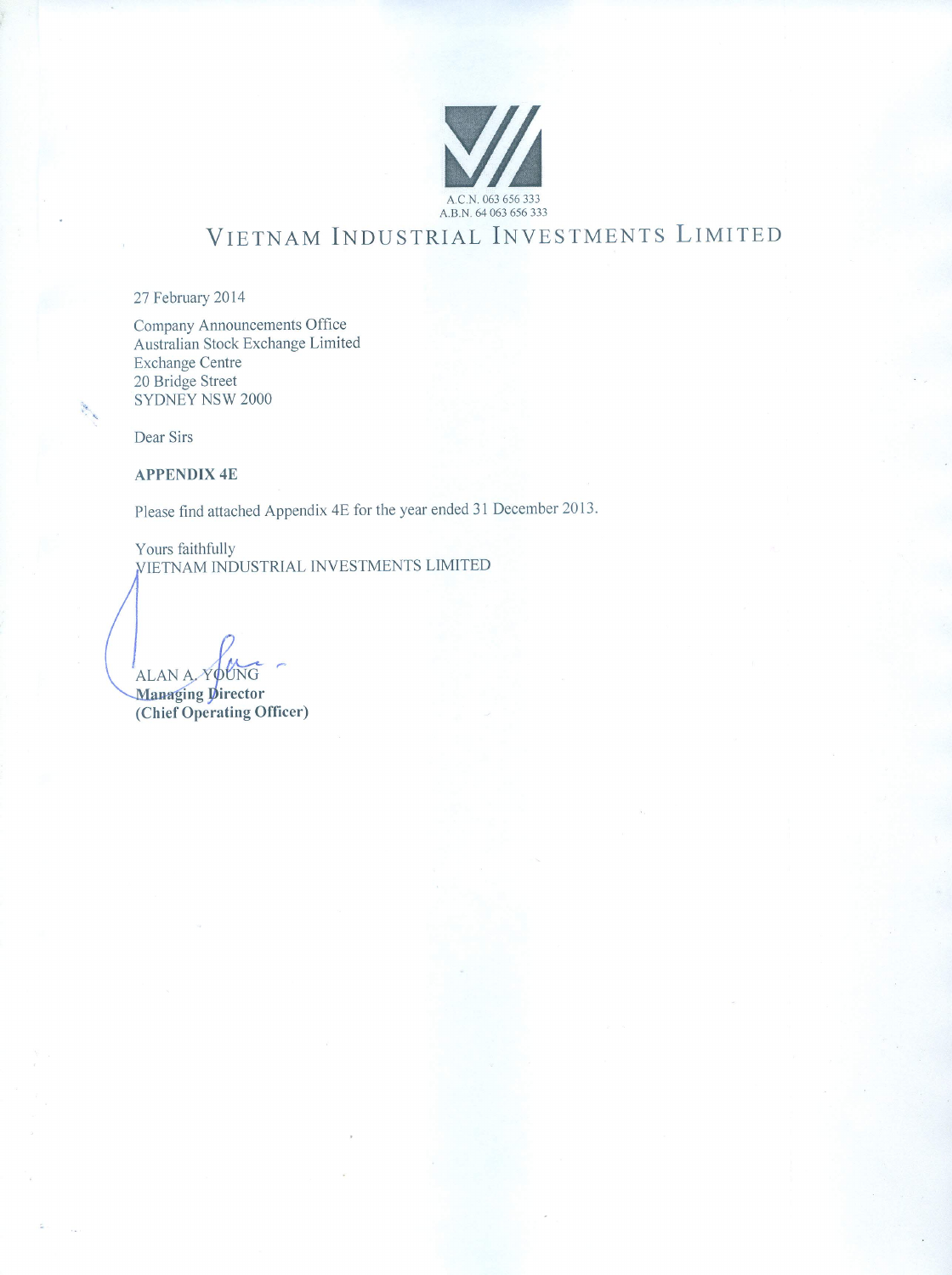A.C.N. 063 656 333
A.B.N. 64 063 656 333

# VIETNAM INDUSTRIAL INVESTMENTS LIMITED

27 February 2014

Company Announcements Office
Australian Stock Exchange Limited
Exchange Centre
20 Bridge Street
SYDNEY NSW 2000

Dear Sirs

**APPENDIX 4E**

Please find attached Appendix 4E for the year ended 31 December 2013.

Yours faithfully
VIETNAM INDUSTRIAL INVESTMENTS LIMITED

ALAN A. YOUNG
**Managing Director**
**(Chief Operating Officer)**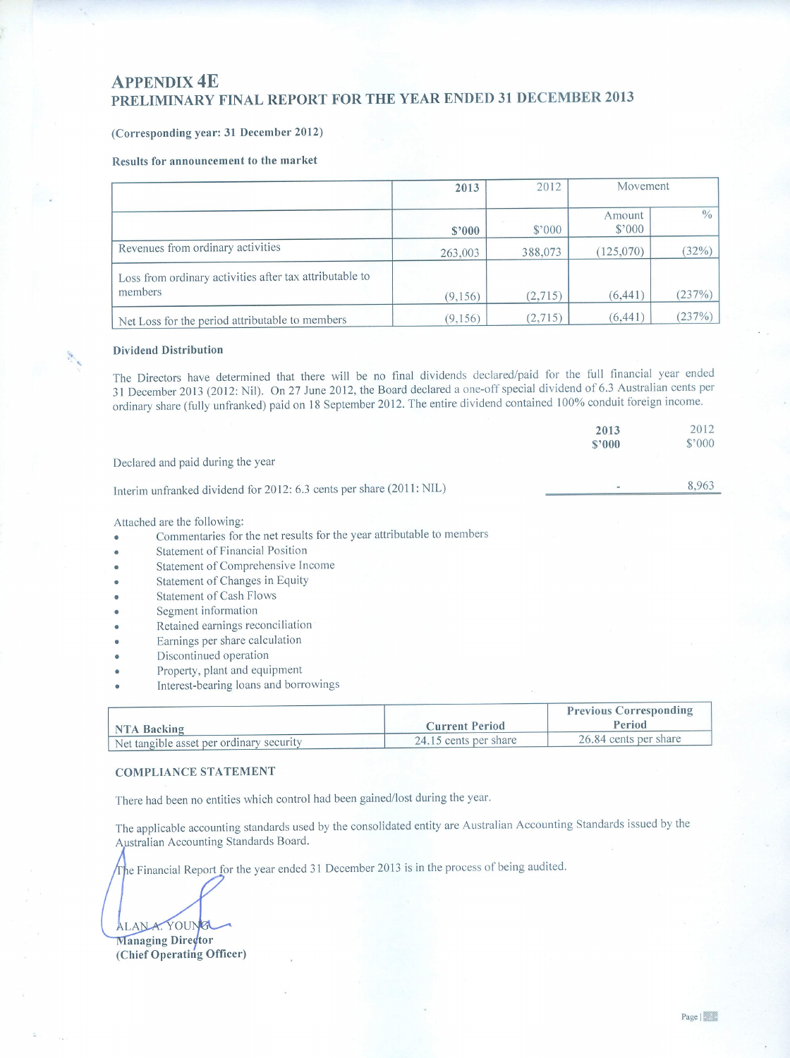# APPENDIX 4E
## PRELIMINARY FINAL REPORT FOR THE YEAR ENDED 31 DECEMBER 2013

**(Corresponding year: 31 December 2012)**

**Results for announcement to the market**

| | 2013 | 2012 | Movement | |
|---|---|---|---|---|
| | **$'000** | $'000 | Amount $'000 | % |
| Revenues from ordinary activities | 263,003 | 388,073 | (125,070) | (32%) |
| Loss from ordinary activities after tax attributable to members | (9,156) | (2,715) | (6,441) | (237%) |
| Net Loss for the period attributable to members | (9,156) | (2,715) | (6,441) | (237%) |

**Dividend Distribution**

The Directors have determined that there will be no final dividends declared/paid for the full financial year ended 31 December 2013 (2012: Nil). On 27 June 2012, the Board declared a one-off special dividend of 6.3 Australian cents per ordinary share (fully unfranked) paid on 18 September 2012. The entire dividend contained 100% conduit foreign income.

| | **2013 $'000** | 2012 $'000 |
|---|---|---|
| Declared and paid during the year | | |
| Interim unfranked dividend for 2012: 6.3 cents per share (2011: NIL) | - | 8,963 |

Attached are the following:

- Commentaries for the net results for the year attributable to members
- Statement of Financial Position
- Statement of Comprehensive Income
- Statement of Changes in Equity
- Statement of Cash Flows
- Segment information
- Retained earnings reconciliation
- Earnings per share calculation
- Discontinued operation
- Property, plant and equipment
- Interest-bearing loans and borrowings

| **NTA Backing** | **Current Period** | **Previous Corresponding Period** |
|---|---|---|
| Net tangible asset per ordinary security | 24.15 cents per share | 26.84 cents per share |

**COMPLIANCE STATEMENT**

There had been no entities which control had been gained/lost during the year.

The applicable accounting standards used by the consolidated entity are Australian Accounting Standards issued by the Australian Accounting Standards Board.

The Financial Report for the year ended 31 December 2013 is in the process of being audited.

ALAN A. YOUNG
**Managing Director**
**(Chief Operating Officer)**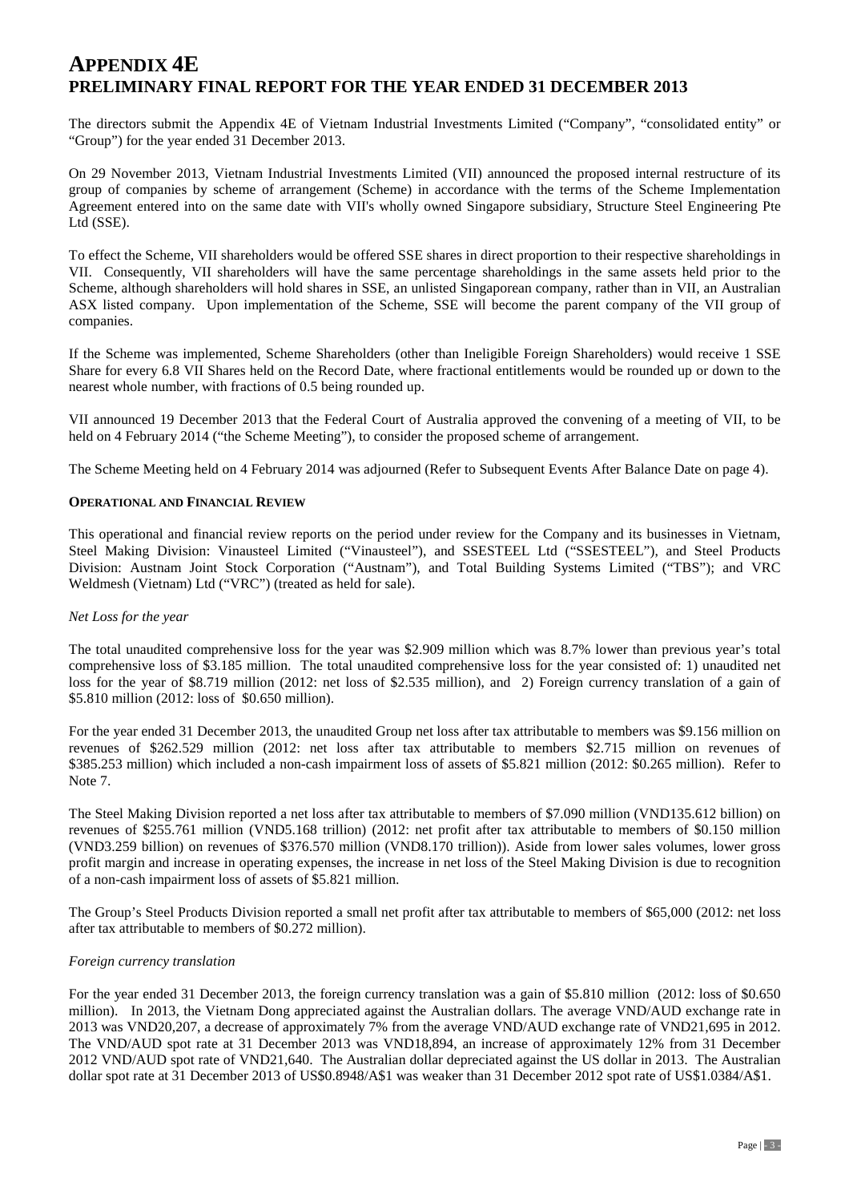# APPENDIX 4E
## PRELIMINARY FINAL REPORT FOR THE YEAR ENDED 31 DECEMBER 2013

The directors submit the Appendix 4E of Vietnam Industrial Investments Limited ("Company", "consolidated entity" or "Group") for the year ended 31 December 2013.

On 29 November 2013, Vietnam Industrial Investments Limited (VII) announced the proposed internal restructure of its group of companies by scheme of arrangement (Scheme) in accordance with the terms of the Scheme Implementation Agreement entered into on the same date with VII's wholly owned Singapore subsidiary, Structure Steel Engineering Pte Ltd (SSE).

To effect the Scheme, VII shareholders would be offered SSE shares in direct proportion to their respective shareholdings in VII. Consequently, VII shareholders will have the same percentage shareholdings in the same assets held prior to the Scheme, although shareholders will hold shares in SSE, an unlisted Singaporean company, rather than in VII, an Australian ASX listed company. Upon implementation of the Scheme, SSE will become the parent company of the VII group of companies.

If the Scheme was implemented, Scheme Shareholders (other than Ineligible Foreign Shareholders) would receive 1 SSE Share for every 6.8 VII Shares held on the Record Date, where fractional entitlements would be rounded up or down to the nearest whole number, with fractions of 0.5 being rounded up.

VII announced 19 December 2013 that the Federal Court of Australia approved the convening of a meeting of VII, to be held on 4 February 2014 ("the Scheme Meeting"), to consider the proposed scheme of arrangement.

The Scheme Meeting held on 4 February 2014 was adjourned (Refer to Subsequent Events After Balance Date on page 4).

**OPERATIONAL AND FINANCIAL REVIEW**

This operational and financial review reports on the period under review for the Company and its businesses in Vietnam, Steel Making Division: Vinausteel Limited ("Vinausteel"), and SSESTEEL Ltd ("SSESTEEL"), and Steel Products Division: Austnam Joint Stock Corporation ("Austnam"), and Total Building Systems Limited ("TBS"); and VRC Weldmesh (Vietnam) Ltd ("VRC") (treated as held for sale).

*Net Loss for the year*

The total unaudited comprehensive loss for the year was $2.909 million which was 8.7% lower than previous year's total comprehensive loss of $3.185 million. The total unaudited comprehensive loss for the year consisted of: 1) unaudited net loss for the year of $8.719 million (2012: net loss of $2.535 million), and 2) Foreign currency translation of a gain of $5.810 million (2012: loss of $0.650 million).

For the year ended 31 December 2013, the unaudited Group net loss after tax attributable to members was $9.156 million on revenues of $262.529 million (2012: net loss after tax attributable to members $2.715 million on revenues of $385.253 million) which included a non-cash impairment loss of assets of $5.821 million (2012: $0.265 million). Refer to Note 7.

The Steel Making Division reported a net loss after tax attributable to members of $7.090 million (VND135.612 billion) on revenues of $255.761 million (VND5.168 trillion) (2012: net profit after tax attributable to members of $0.150 million (VND3.259 billion) on revenues of $376.570 million (VND8.170 trillion)). Aside from lower sales volumes, lower gross profit margin and increase in operating expenses, the increase in net loss of the Steel Making Division is due to recognition of a non-cash impairment loss of assets of $5.821 million.

The Group's Steel Products Division reported a small net profit after tax attributable to members of $65,000 (2012: net loss after tax attributable to members of $0.272 million).

*Foreign currency translation*

For the year ended 31 December 2013, the foreign currency translation was a gain of $5.810 million (2012: loss of $0.650 million). In 2013, the Vietnam Dong appreciated against the Australian dollars. The average VND/AUD exchange rate in 2013 was VND20,207, a decrease of approximately 7% from the average VND/AUD exchange rate of VND21,695 in 2012. The VND/AUD spot rate at 31 December 2013 was VND18,894, an increase of approximately 12% from 31 December 2012 VND/AUD spot rate of VND21,640. The Australian dollar depreciated against the US dollar in 2013. The Australian dollar spot rate at 31 December 2013 of US$0.8948/A$1 was weaker than 31 December 2012 spot rate of US$1.0384/A$1.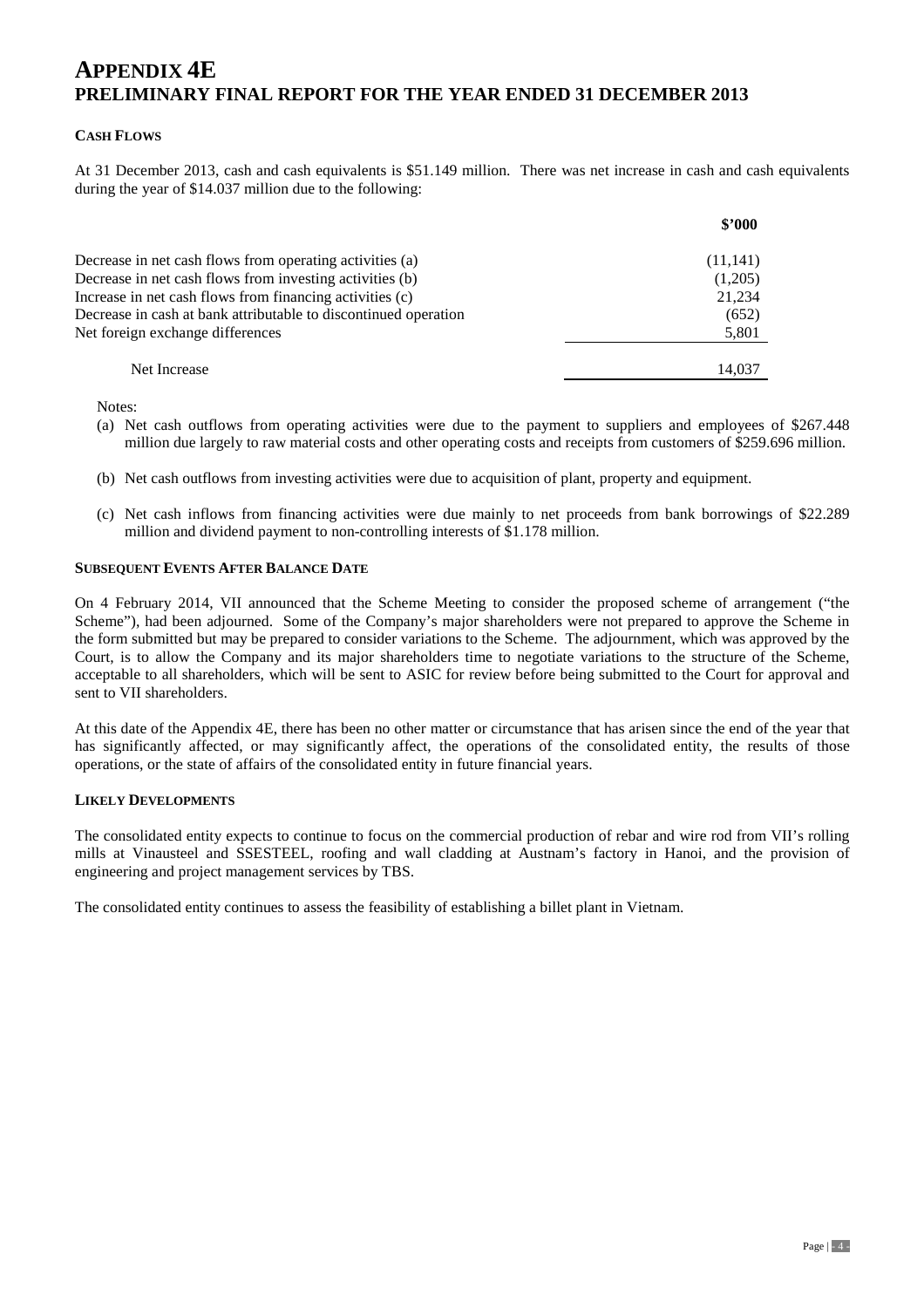# APPENDIX 4E
# PRELIMINARY FINAL REPORT FOR THE YEAR ENDED 31 DECEMBER 2013

### CASH FLOWS

At 31 December 2013, cash and cash equivalents is \$51.149 million. There was net increase in cash and cash equivalents during the year of \$14.037 million due to the following:

| | \$'000 |
|---|---|
| Decrease in net cash flows from operating activities (a) | (11,141) |
| Decrease in net cash flows from investing activities (b) | (1,205) |
| Increase in net cash flows from financing activities (c) | 21,234 |
| Decrease in cash at bank attributable to discontinued operation | (652) |
| Net foreign exchange differences | 5,801 |
| Net Increase | 14,037 |

Notes:

(a) Net cash outflows from operating activities were due to the payment to suppliers and employees of \$267.448 million due largely to raw material costs and other operating costs and receipts from customers of \$259.696 million.

(b) Net cash outflows from investing activities were due to acquisition of plant, property and equipment.

(c) Net cash inflows from financing activities were due mainly to net proceeds from bank borrowings of \$22.289 million and dividend payment to non-controlling interests of \$1.178 million.

### SUBSEQUENT EVENTS AFTER BALANCE DATE

On 4 February 2014, VII announced that the Scheme Meeting to consider the proposed scheme of arrangement ("the Scheme"), had been adjourned. Some of the Company's major shareholders were not prepared to approve the Scheme in the form submitted but may be prepared to consider variations to the Scheme. The adjournment, which was approved by the Court, is to allow the Company and its major shareholders time to negotiate variations to the structure of the Scheme, acceptable to all shareholders, which will be sent to ASIC for review before being submitted to the Court for approval and sent to VII shareholders.

At this date of the Appendix 4E, there has been no other matter or circumstance that has arisen since the end of the year that has significantly affected, or may significantly affect, the operations of the consolidated entity, the results of those operations, or the state of affairs of the consolidated entity in future financial years.

### LIKELY DEVELOPMENTS

The consolidated entity expects to continue to focus on the commercial production of rebar and wire rod from VII's rolling mills at Vinausteel and SSESTEEL, roofing and wall cladding at Austnam's factory in Hanoi, and the provision of engineering and project management services by TBS.

The consolidated entity continues to assess the feasibility of establishing a billet plant in Vietnam.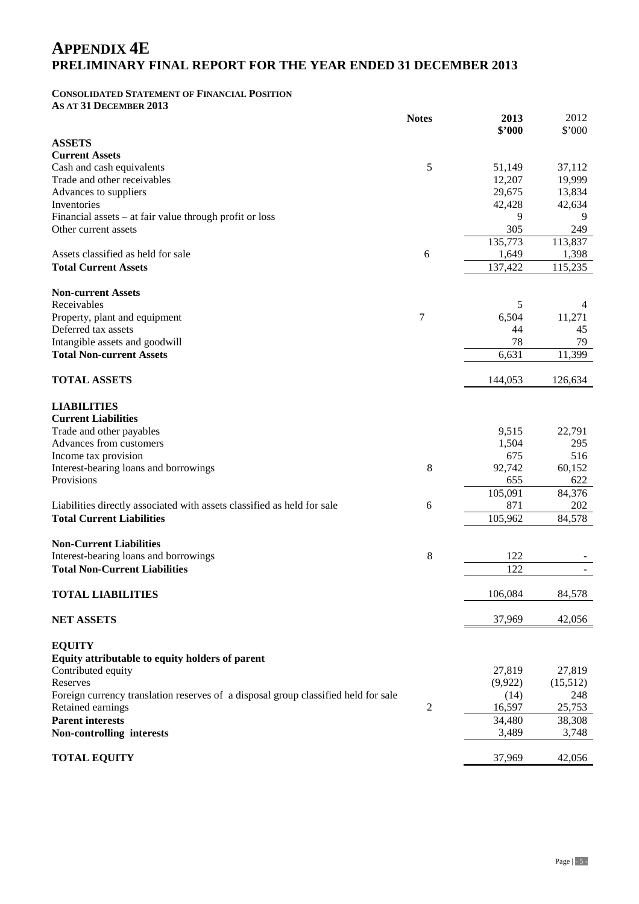# APPENDIX 4E
## PRELIMINARY FINAL REPORT FOR THE YEAR ENDED 31 DECEMBER 2013

**CONSOLIDATED STATEMENT OF FINANCIAL POSITION**
**AS AT 31 DECEMBER 2013**

| | Notes | 2013 $'000 | 2012 $'000 |
|---|---|---|---|
| **ASSETS** | | | |
| **Current Assets** | | | |
| Cash and cash equivalents | 5 | 51,149 | 37,112 |
| Trade and other receivables | | 12,207 | 19,999 |
| Advances to suppliers | | 29,675 | 13,834 |
| Inventories | | 42,428 | 42,634 |
| Financial assets – at fair value through profit or loss | | 9 | 9 |
| Other current assets | | 305 | 249 |
| | | 135,773 | 113,837 |
| Assets classified as held for sale | 6 | 1,649 | 1,398 |
| **Total Current Assets** | | 137,422 | 115,235 |
| **Non-current Assets** | | | |
| Receivables | | 5 | 4 |
| Property, plant and equipment | 7 | 6,504 | 11,271 |
| Deferred tax assets | | 44 | 45 |
| Intangible assets and goodwill | | 78 | 79 |
| **Total Non-current Assets** | | 6,631 | 11,399 |
| **TOTAL ASSETS** | | 144,053 | 126,634 |
| **LIABILITIES** | | | |
| **Current Liabilities** | | | |
| Trade and other payables | | 9,515 | 22,791 |
| Advances from customers | | 1,504 | 295 |
| Income tax provision | | 675 | 516 |
| Interest-bearing loans and borrowings | 8 | 92,742 | 60,152 |
| Provisions | | 655 | 622 |
| | | 105,091 | 84,376 |
| Liabilities directly associated with assets classified as held for sale | 6 | 871 | 202 |
| **Total Current Liabilities** | | 105,962 | 84,578 |
| **Non-Current Liabilities** | | | |
| Interest-bearing loans and borrowings | 8 | 122 | - |
| **Total Non-Current Liabilities** | | 122 | - |
| **TOTAL LIABILITIES** | | 106,084 | 84,578 |
| **NET ASSETS** | | 37,969 | 42,056 |
| **EQUITY** | | | |
| **Equity attributable to equity holders of parent** | | | |
| Contributed equity | | 27,819 | 27,819 |
| Reserves | | (9,922) | (15,512) |
| Foreign currency translation reserves of a disposal group classified held for sale | | (14) | 248 |
| Retained earnings | 2 | 16,597 | 25,753 |
| **Parent interests** | | 34,480 | 38,308 |
| **Non-controlling interests** | | 3,489 | 3,748 |
| **TOTAL EQUITY** | | 37,969 | 42,056 |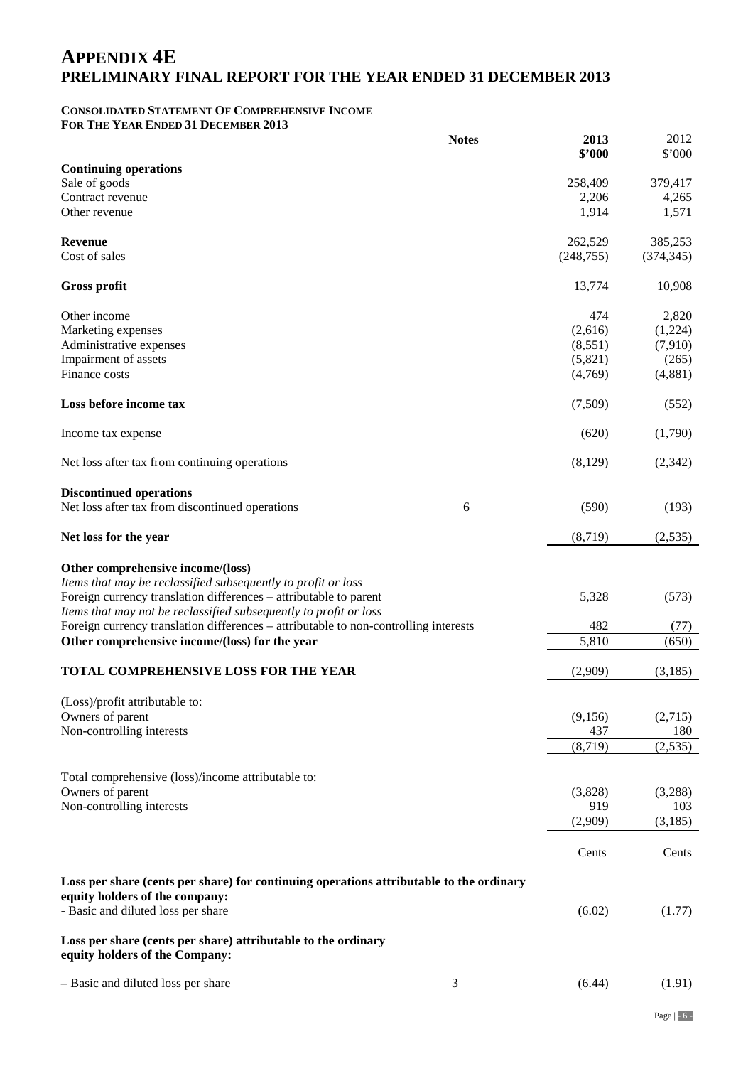# APPENDIX 4E
# PRELIMINARY FINAL REPORT FOR THE YEAR ENDED 31 DECEMBER 2013

### CONSOLIDATED STATEMENT OF COMPREHENSIVE INCOME
### FOR THE YEAR ENDED 31 DECEMBER 2013

| | Notes | 2013 $'000 | 2012 $'000 |
|---|---|---|---|
| **Continuing operations** | | | |
| Sale of goods | | 258,409 | 379,417 |
| Contract revenue | | 2,206 | 4,265 |
| Other revenue | | 1,914 | 1,571 |
| **Revenue** | | 262,529 | 385,253 |
| Cost of sales | | (248,755) | (374,345) |
| **Gross profit** | | 13,774 | 10,908 |
| Other income | | 474 | 2,820 |
| Marketing expenses | | (2,616) | (1,224) |
| Administrative expenses | | (8,551) | (7,910) |
| Impairment of assets | | (5,821) | (265) |
| Finance costs | | (4,769) | (4,881) |
| **Loss before income tax** | | (7,509) | (552) |
| Income tax expense | | (620) | (1,790) |
| Net loss after tax from continuing operations | | (8,129) | (2,342) |
| **Discontinued operations** | | | |
| Net loss after tax from discontinued operations | 6 | (590) | (193) |
| **Net loss for the year** | | (8,719) | (2,535) |
| **Other comprehensive income/(loss)** | | | |
| *Items that may be reclassified subsequently to profit or loss* | | | |
| Foreign currency translation differences – attributable to parent | | 5,328 | (573) |
| *Items that may not be reclassified subsequently to profit or loss* | | | |
| Foreign currency translation differences – attributable to non-controlling interests | | 482 | (77) |
| **Other comprehensive income/(loss) for the year** | | 5,810 | (650) |
| **TOTAL COMPREHENSIVE LOSS FOR THE YEAR** | | (2,909) | (3,185) |
| (Loss)/profit attributable to: | | | |
| Owners of parent | | (9,156) | (2,715) |
| Non-controlling interests | | 437 | 180 |
| | | (8,719) | (2,535) |
| Total comprehensive (loss)/income attributable to: | | | |
| Owners of parent | | (3,828) | (3,288) |
| Non-controlling interests | | 919 | 103 |
| | | (2,909) | (3,185) |
| | | Cents | Cents |
| **Loss per share (cents per share) for continuing operations attributable to the ordinary equity holders of the company:** | | | |
| - Basic and diluted loss per share | | (6.02) | (1.77) |
| **Loss per share (cents per share) attributable to the ordinary equity holders of the Company:** | | | |
| – Basic and diluted loss per share | 3 | (6.44) | (1.91) |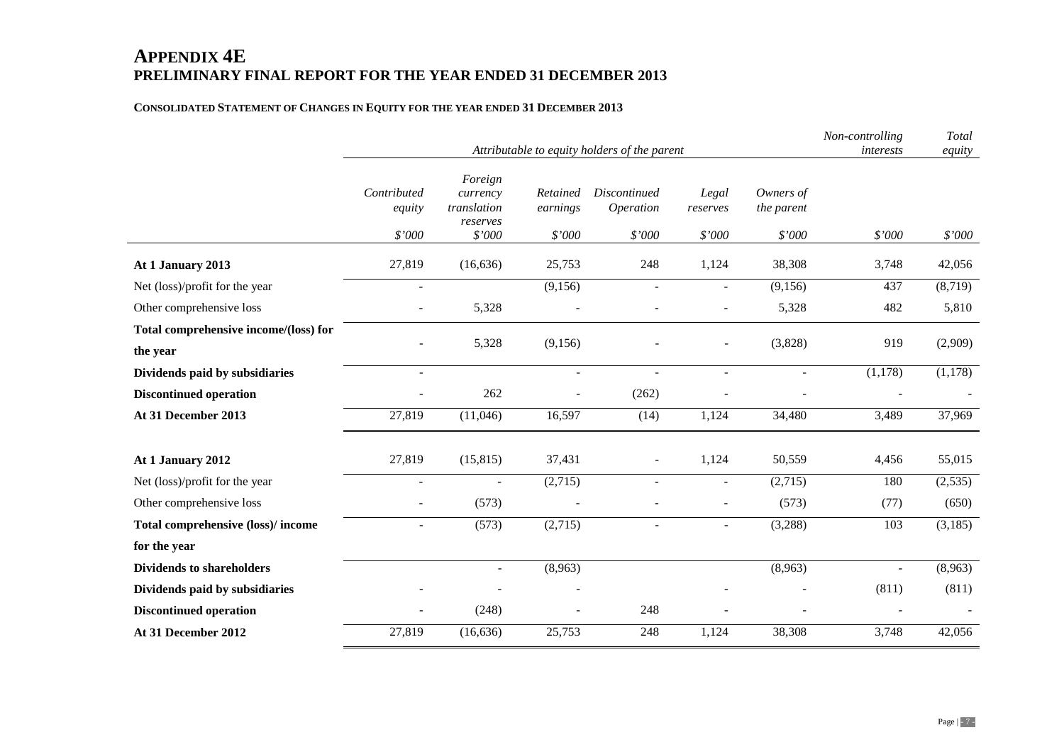# APPENDIX 4E
## PRELIMINARY FINAL REPORT FOR THE YEAR ENDED 31 DECEMBER 2013

### CONSOLIDATED STATEMENT OF CHANGES IN EQUITY FOR THE YEAR ENDED 31 DECEMBER 2013

| | *Attributable to equity holders of the parent* | | | | | | *Non-controlling interests* | *Total equity* |
|---|---|---|---|---|---|---|---|---|
| | *Contributed equity* | *Foreign currency translation reserves* | *Retained earnings* | *Discontinued Operation* | *Legal reserves* | *Owners of the parent* | | |
| | *$'000* | *$'000* | *$'000* | *$'000* | *$'000* | *$'000* | *$'000* | *$'000* |
| **At 1 January 2013** | 27,819 | (16,636) | 25,753 | 248 | 1,124 | 38,308 | 3,748 | 42,056 |
| Net (loss)/profit for the year | - | | (9,156) | - | - | (9,156) | 437 | (8,719) |
| Other comprehensive loss | - | 5,328 | - | - | - | 5,328 | 482 | 5,810 |
| **Total comprehensive income/(loss) for the year** | - | 5,328 | (9,156) | - | - | (3,828) | 919 | (2,909) |
| **Dividends paid by subsidiaries** | - | | - | - | - | - | (1,178) | (1,178) |
| **Discontinued operation** | - | 262 | - | (262) | - | - | - | - |
| **At 31 December 2013** | 27,819 | (11,046) | 16,597 | (14) | 1,124 | 34,480 | 3,489 | 37,969 |
| | | | | | | | | |
| **At 1 January 2012** | 27,819 | (15,815) | 37,431 | - | 1,124 | 50,559 | 4,456 | 55,015 |
| Net (loss)/profit for the year | - | - | (2,715) | - | - | (2,715) | 180 | (2,535) |
| Other comprehensive loss | - | (573) | - | - | - | (573) | (77) | (650) |
| **Total comprehensive (loss)/ income for the year** | - | (573) | (2,715) | - | - | (3,288) | 103 | (3,185) |
| **Dividends to shareholders** | | - | (8,963) | | | (8,963) | - | (8,963) |
| **Dividends paid by subsidiaries** | - | - | - | | - | - | (811) | (811) |
| **Discontinued operation** | - | (248) | - | 248 | - | - | - | - |
| **At 31 December 2012** | 27,819 | (16,636) | 25,753 | 248 | 1,124 | 38,308 | 3,748 | 42,056 |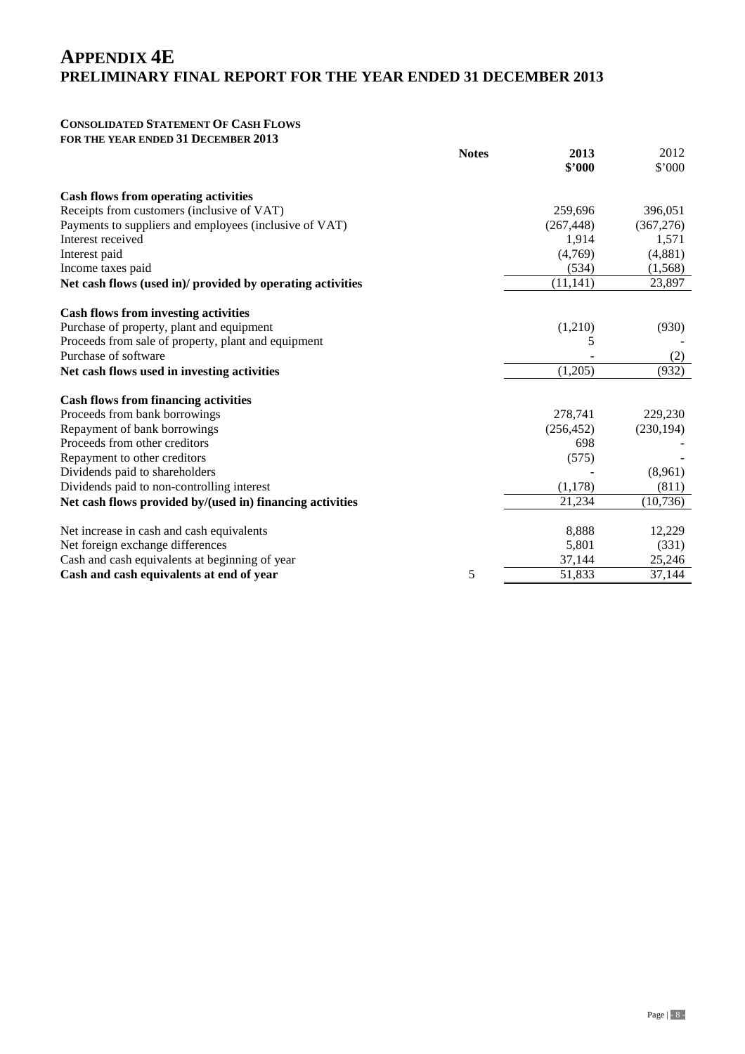# APPENDIX 4E
## PRELIMINARY FINAL REPORT FOR THE YEAR ENDED 31 DECEMBER 2013

### CONSOLIDATED STATEMENT OF CASH FLOWS
**FOR THE YEAR ENDED 31 DECEMBER 2013**

| | Notes | 2013<br>$'000 | 2012<br>$'000 |
|---|---|---|---|
| **Cash flows from operating activities** | | | |
| Receipts from customers (inclusive of VAT) | | 259,696 | 396,051 |
| Payments to suppliers and employees (inclusive of VAT) | | (267,448) | (367,276) |
| Interest received | | 1,914 | 1,571 |
| Interest paid | | (4,769) | (4,881) |
| Income taxes paid | | (534) | (1,568) |
| **Net cash flows (used in)/ provided by operating activities** | | (11,141) | 23,897 |
| **Cash flows from investing activities** | | | |
| Purchase of property, plant and equipment | | (1,210) | (930) |
| Proceeds from sale of property, plant and equipment | | 5 | - |
| Purchase of software | | - | (2) |
| **Net cash flows used in investing activities** | | (1,205) | (932) |
| **Cash flows from financing activities** | | | |
| Proceeds from bank borrowings | | 278,741 | 229,230 |
| Repayment of bank borrowings | | (256,452) | (230,194) |
| Proceeds from other creditors | | 698 | - |
| Repayment to other creditors | | (575) | - |
| Dividends paid to shareholders | | - | (8,961) |
| Dividends paid to non-controlling interest | | (1,178) | (811) |
| **Net cash flows provided by/(used in) financing activities** | | 21,234 | (10,736) |
| Net increase in cash and cash equivalents | | 8,888 | 12,229 |
| Net foreign exchange differences | | 5,801 | (331) |
| Cash and cash equivalents at beginning of year | | 37,144 | 25,246 |
| **Cash and cash equivalents at end of year** | 5 | 51,833 | 37,144 |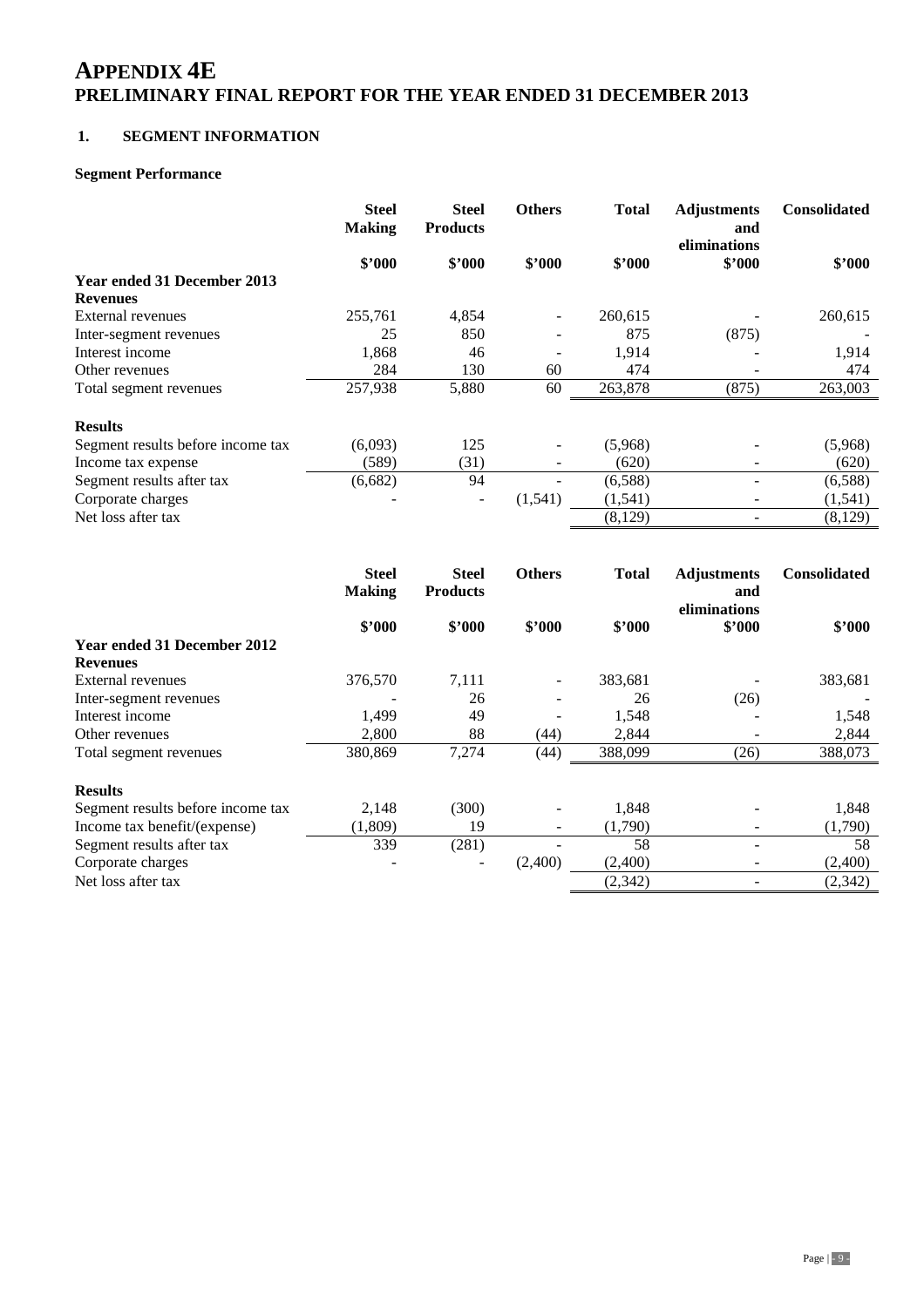# APPENDIX 4E
## PRELIMINARY FINAL REPORT FOR THE YEAR ENDED 31 DECEMBER 2013

### 1. SEGMENT INFORMATION

**Segment Performance**

| | Steel Making | Steel Products | Others | Total | Adjustments and eliminations | Consolidated |
|---|---|---|---|---|---|---|
| | $'000 | $'000 | $'000 | $'000 | $'000 | $'000 |
| **Year ended 31 December 2013** | | | | | | |
| **Revenues** | | | | | | |
| External revenues | 255,761 | 4,854 | - | 260,615 | - | 260,615 |
| Inter-segment revenues | 25 | 850 | - | 875 | (875) | - |
| Interest income | 1,868 | 46 | - | 1,914 | - | 1,914 |
| Other revenues | 284 | 130 | 60 | 474 | - | 474 |
| Total segment revenues | 257,938 | 5,880 | 60 | 263,878 | (875) | 263,003 |
| | | | | | | |
| **Results** | | | | | | |
| Segment results before income tax | (6,093) | 125 | - | (5,968) | - | (5,968) |
| Income tax expense | (589) | (31) | - | (620) | - | (620) |
| Segment results after tax | (6,682) | 94 | - | (6,588) | - | (6,588) |
| Corporate charges | - | - | (1,541) | (1,541) | - | (1,541) |
| Net loss after tax | | | | (8,129) | - | (8,129) |

| | Steel Making | Steel Products | Others | Total | Adjustments and eliminations | Consolidated |
|---|---|---|---|---|---|---|
| | $'000 | $'000 | $'000 | $'000 | $'000 | $'000 |
| **Year ended 31 December 2012** | | | | | | |
| **Revenues** | | | | | | |
| External revenues | 376,570 | 7,111 | - | 383,681 | - | 383,681 |
| Inter-segment revenues | - | 26 | - | 26 | (26) | - |
| Interest income | 1,499 | 49 | - | 1,548 | - | 1,548 |
| Other revenues | 2,800 | 88 | (44) | 2,844 | - | 2,844 |
| Total segment revenues | 380,869 | 7,274 | (44) | 388,099 | (26) | 388,073 |
| | | | | | | |
| **Results** | | | | | | |
| Segment results before income tax | 2,148 | (300) | - | 1,848 | - | 1,848 |
| Income tax benefit/(expense) | (1,809) | 19 | - | (1,790) | - | (1,790) |
| Segment results after tax | 339 | (281) | - | 58 | - | 58 |
| Corporate charges | - | - | (2,400) | (2,400) | - | (2,400) |
| Net loss after tax | | | | (2,342) | - | (2,342) |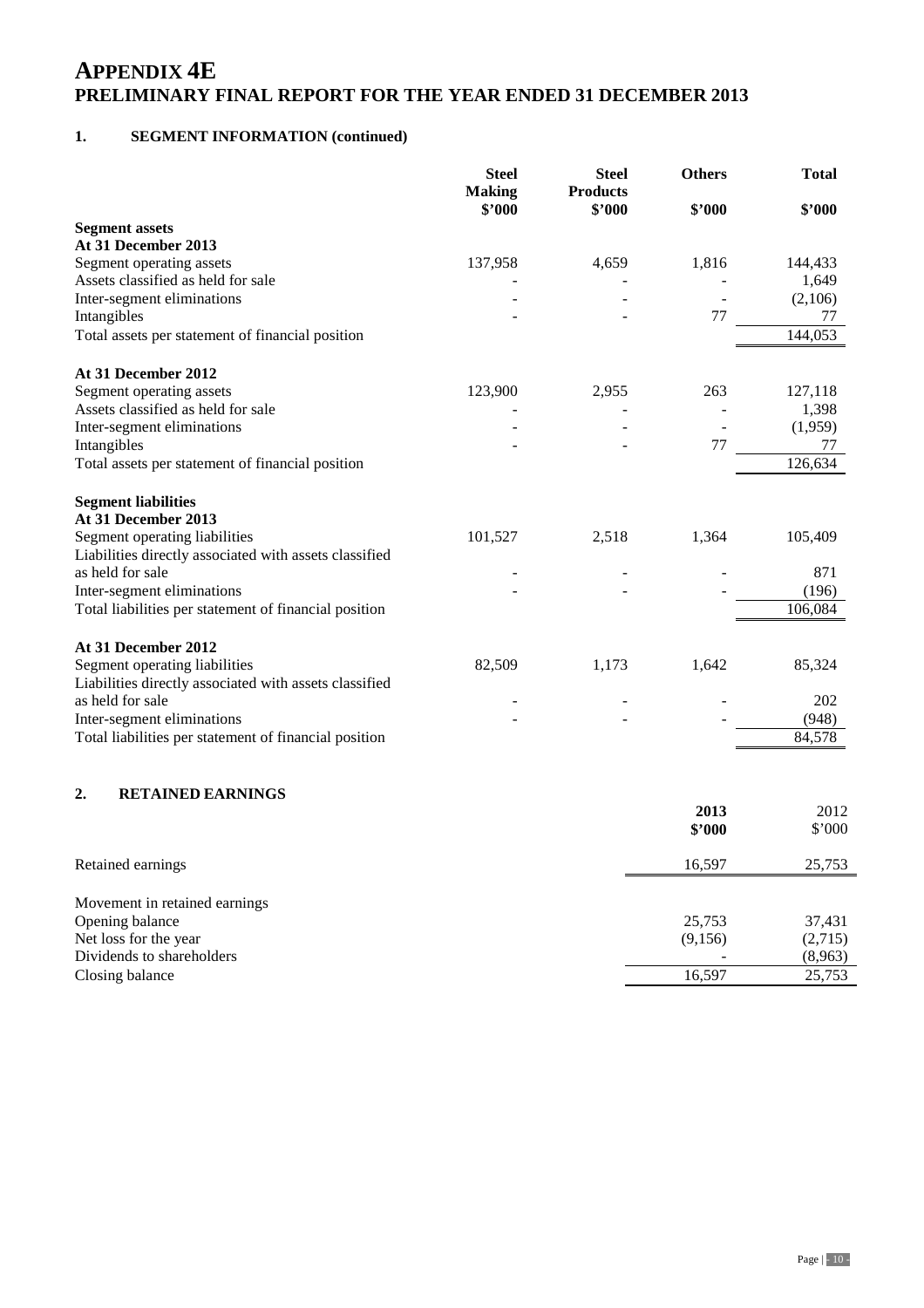# APPENDIX 4E
## PRELIMINARY FINAL REPORT FOR THE YEAR ENDED 31 DECEMBER 2013

### 1. SEGMENT INFORMATION (continued)

| | Steel Making<br>$'000 | Steel Products<br>$'000 | Others<br>$'000 | Total<br>$'000 |
|---|---|---|---|---|
| **Segment assets** | | | | |
| **At 31 December 2013** | | | | |
| Segment operating assets | 137,958 | 4,659 | 1,816 | 144,433 |
| Assets classified as held for sale | - | - | - | 1,649 |
| Inter-segment eliminations | - | - | - | (2,106) |
| Intangibles | - | - | 77 | 77 |
| Total assets per statement of financial position | | | | 144,053 |
| **At 31 December 2012** | | | | |
| Segment operating assets | 123,900 | 2,955 | 263 | 127,118 |
| Assets classified as held for sale | - | - | - | 1,398 |
| Inter-segment eliminations | - | - | - | (1,959) |
| Intangibles | - | - | 77 | 77 |
| Total assets per statement of financial position | | | | 126,634 |
| **Segment liabilities** | | | | |
| **At 31 December 2013** | | | | |
| Segment operating liabilities | 101,527 | 2,518 | 1,364 | 105,409 |
| Liabilities directly associated with assets classified as held for sale | - | - | - | 871 |
| Inter-segment eliminations | - | - | - | (196) |
| Total liabilities per statement of financial position | | | | 106,084 |
| **At 31 December 2012** | | | | |
| Segment operating liabilities | 82,509 | 1,173 | 1,642 | 85,324 |
| Liabilities directly associated with assets classified as held for sale | - | - | - | 202 |
| Inter-segment eliminations | - | - | - | (948) |
| Total liabilities per statement of financial position | | | | 84,578 |

### 2. RETAINED EARNINGS

| | 2013<br>$'000 | 2012<br>$'000 |
|---|---|---|
| Retained earnings | 16,597 | 25,753 |
| | | |
| Movement in retained earnings | | |
| Opening balance | 25,753 | 37,431 |
| Net loss for the year | (9,156) | (2,715) |
| Dividends to shareholders | - | (8,963) |
| Closing balance | 16,597 | 25,753 |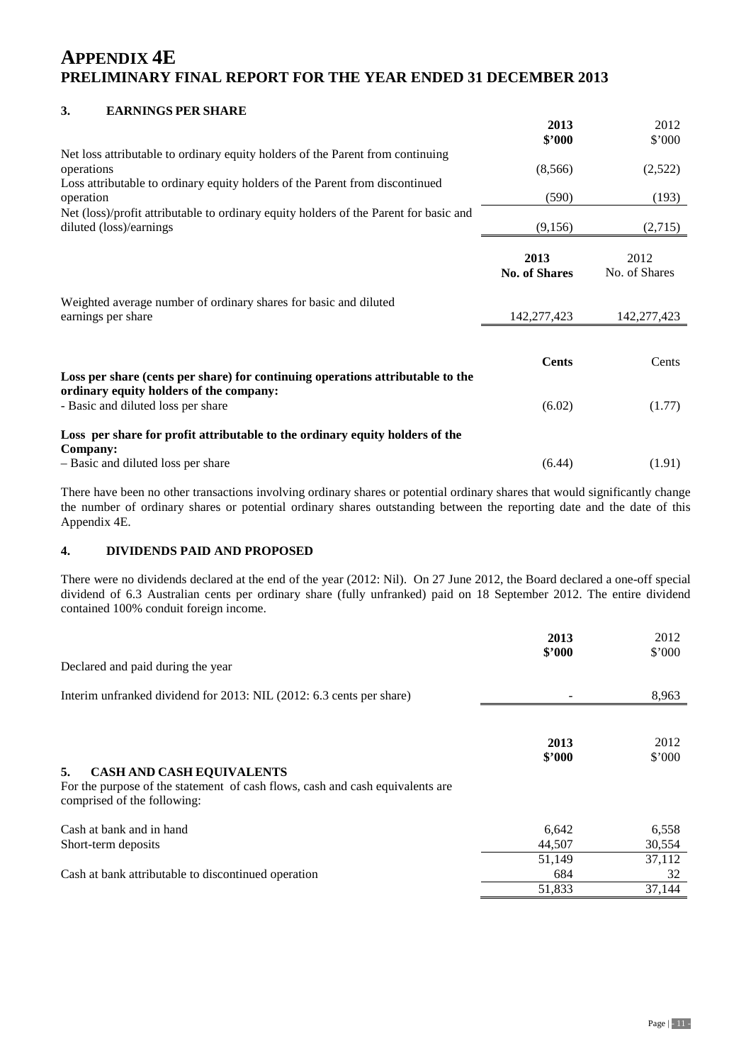# APPENDIX 4E
## PRELIMINARY FINAL REPORT FOR THE YEAR ENDED 31 DECEMBER 2013

### 3. EARNINGS PER SHARE

| | **2013** | 2012 |
|---|---|---|
| | **$'000** | $'000 |
| Net loss attributable to ordinary equity holders of the Parent from continuing operations | (8,566) | (2,522) |
| Loss attributable to ordinary equity holders of the Parent from discontinued operation | (590) | (193) |
| Net (loss)/profit attributable to ordinary equity holders of the Parent for basic and diluted (loss)/earnings | (9,156) | (2,715) |

| | **2013** | 2012 |
|---|---|---|
| | **No. of Shares** | No. of Shares |
| Weighted average number of ordinary shares for basic and diluted earnings per share | 142,277,423 | 142,277,423 |

| | **Cents** | Cents |
|---|---|---|
| **Loss per share (cents per share) for continuing operations attributable to the ordinary equity holders of the company:** | | |
| - Basic and diluted loss per share | (6.02) | (1.77) |
| **Loss per share for profit attributable to the ordinary equity holders of the Company:** | | |
| – Basic and diluted loss per share | (6.44) | (1.91) |

There have been no other transactions involving ordinary shares or potential ordinary shares that would significantly change the number of ordinary shares or potential ordinary shares outstanding between the reporting date and the date of this Appendix 4E.

### 4. DIVIDENDS PAID AND PROPOSED

There were no dividends declared at the end of the year (2012: Nil). On 27 June 2012, the Board declared a one-off special dividend of 6.3 Australian cents per ordinary share (fully unfranked) paid on 18 September 2012. The entire dividend contained 100% conduit foreign income.

| | **2013** | 2012 |
|---|---|---|
| | **$'000** | $'000 |
| Declared and paid during the year | | |
| Interim unfranked dividend for 2013: NIL (2012: 6.3 cents per share) | - | 8,963 |

### 5. CASH AND CASH EQUIVALENTS

For the purpose of the statement of cash flows, cash and cash equivalents are comprised of the following:

| | **2013** | 2012 |
|---|---|---|
| | **$'000** | $'000 |
| Cash at bank and in hand | 6,642 | 6,558 |
| Short-term deposits | 44,507 | 30,554 |
| | 51,149 | 37,112 |
| Cash at bank attributable to discontinued operation | 684 | 32 |
| | 51,833 | 37,144 |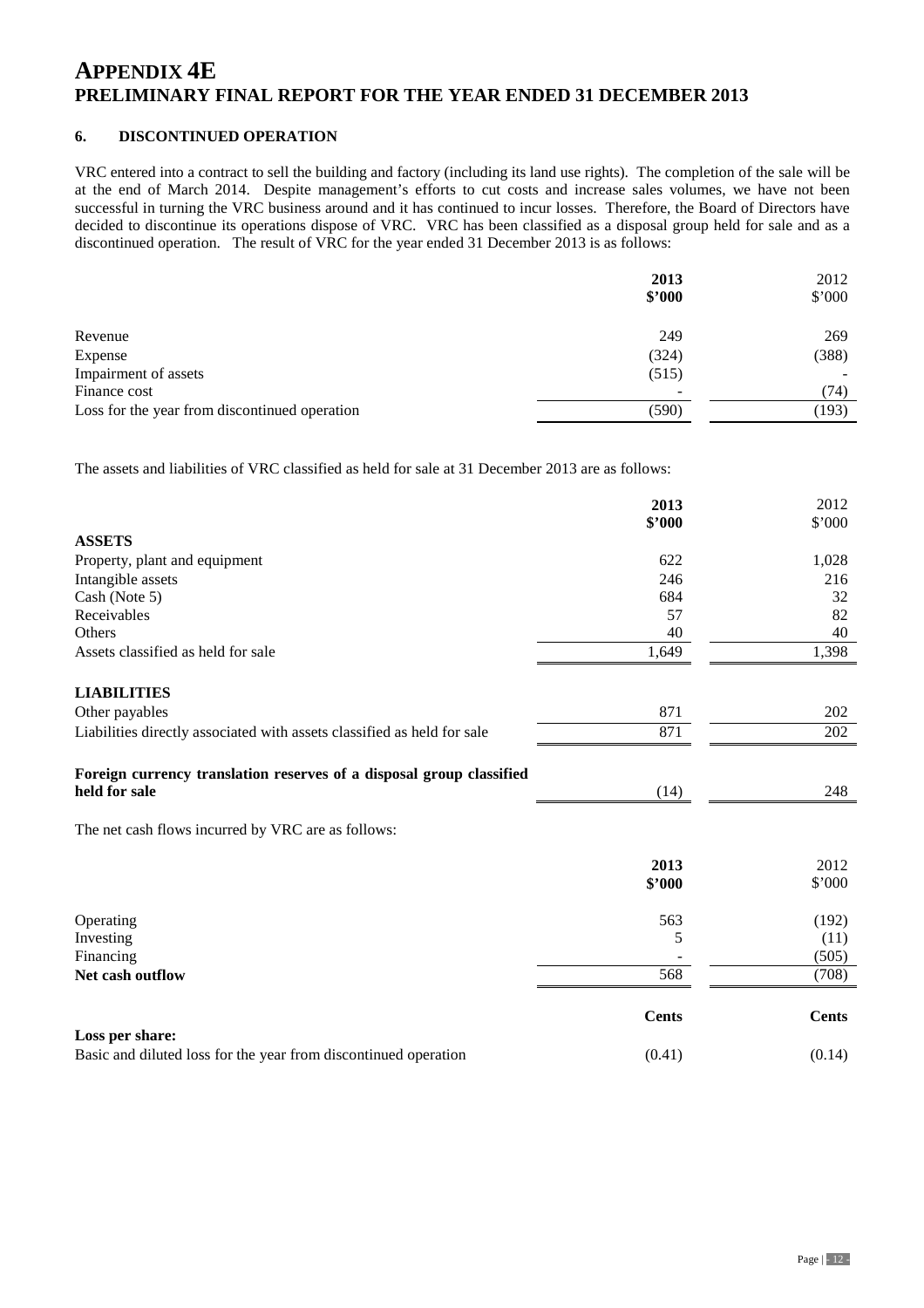# APPENDIX 4E
## PRELIMINARY FINAL REPORT FOR THE YEAR ENDED 31 DECEMBER 2013

### 6. DISCONTINUED OPERATION

VRC entered into a contract to sell the building and factory (including its land use rights). The completion of the sale will be at the end of March 2014. Despite management's efforts to cut costs and increase sales volumes, we have not been successful in turning the VRC business around and it has continued to incur losses. Therefore, the Board of Directors have decided to discontinue its operations dispose of VRC. VRC has been classified as a disposal group held for sale and as a discontinued operation. The result of VRC for the year ended 31 December 2013 is as follows:

| | **2013** **$'000** | 2012 $'000 |
|---|---|---|
| Revenue | 249 | 269 |
| Expense | (324) | (388) |
| Impairment of assets | (515) | - |
| Finance cost | - | (74) |
| Loss for the year from discontinued operation | (590) | (193) |

The assets and liabilities of VRC classified as held for sale at 31 December 2013 are as follows:

| | **2013** **$'000** | 2012 $'000 |
|---|---|---|
| **ASSETS** | | |
| Property, plant and equipment | 622 | 1,028 |
| Intangible assets | 246 | 216 |
| Cash (Note 5) | 684 | 32 |
| Receivables | 57 | 82 |
| Others | 40 | 40 |
| Assets classified as held for sale | 1,649 | 1,398 |
| | | |
| **LIABILITIES** | | |
| Other payables | 871 | 202 |
| Liabilities directly associated with assets classified as held for sale | 871 | 202 |
| | | |
| **Foreign currency translation reserves of a disposal group classified held for sale** | (14) | 248 |

The net cash flows incurred by VRC are as follows:

| | **2013** **$'000** | 2012 $'000 |
|---|---|---|
| Operating | 563 | (192) |
| Investing | 5 | (11) |
| Financing | - | (505) |
| **Net cash outflow** | 568 | (708) |

| | **Cents** | **Cents** |
|---|---|---|
| **Loss per share:** | | |
| Basic and diluted loss for the year from discontinued operation | (0.41) | (0.14) |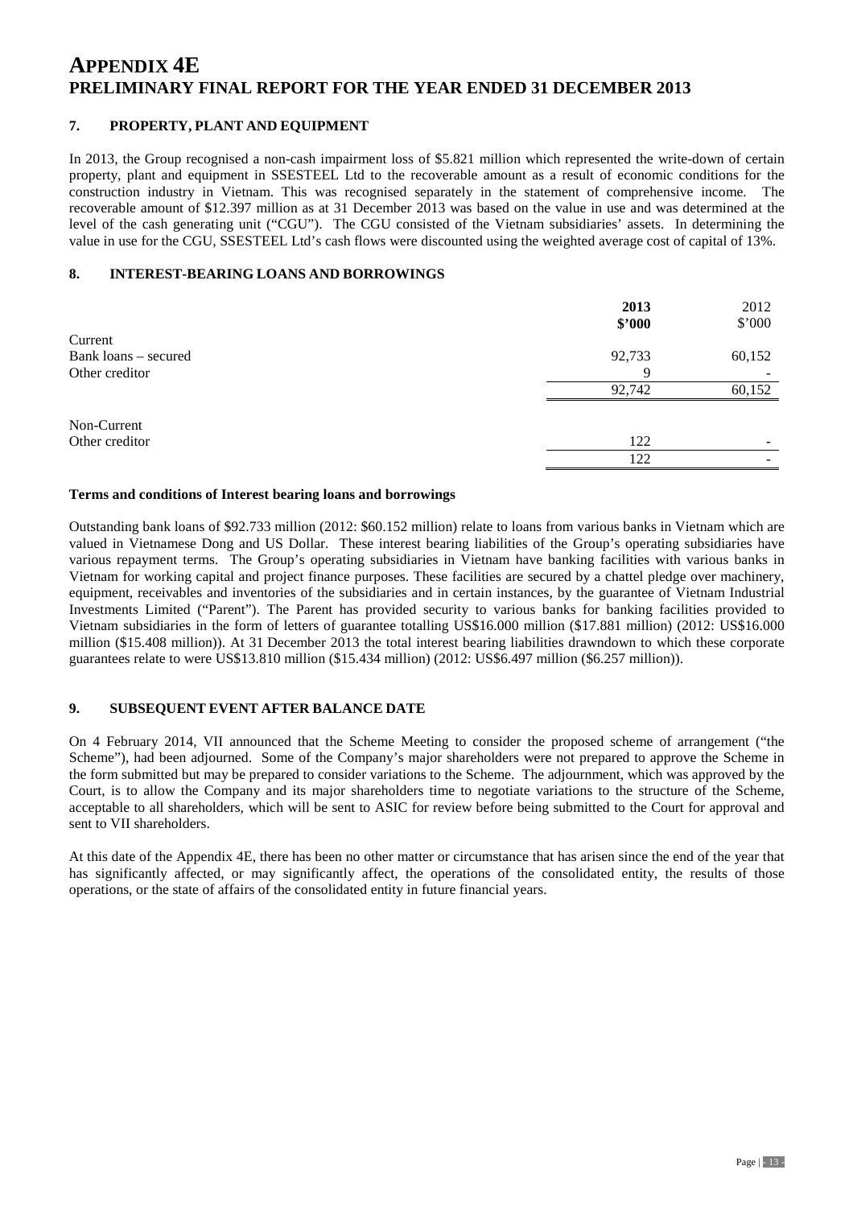# APPENDIX 4E
## PRELIMINARY FINAL REPORT FOR THE YEAR ENDED 31 DECEMBER 2013

### 7. PROPERTY, PLANT AND EQUIPMENT

In 2013, the Group recognised a non-cash impairment loss of $5.821 million which represented the write-down of certain property, plant and equipment in SSESTEEL Ltd to the recoverable amount as a result of economic conditions for the construction industry in Vietnam. This was recognised separately in the statement of comprehensive income. The recoverable amount of $12.397 million as at 31 December 2013 was based on the value in use and was determined at the level of the cash generating unit ("CGU"). The CGU consisted of the Vietnam subsidiaries' assets. In determining the value in use for the CGU, SSESTEEL Ltd's cash flows were discounted using the weighted average cost of capital of 13%.

### 8. INTEREST-BEARING LOANS AND BORROWINGS

| | **2013** **$'000** | 2012 $'000 |
|---|---|---|
| Current | | |
| Bank loans – secured | 92,733 | 60,152 |
| Other creditor | 9 | - |
| | 92,742 | 60,152 |
| Non-Current | | |
| Other creditor | 122 | - |
| | 122 | - |

**Terms and conditions of Interest bearing loans and borrowings**

Outstanding bank loans of $92.733 million (2012: $60.152 million) relate to loans from various banks in Vietnam which are valued in Vietnamese Dong and US Dollar. These interest bearing liabilities of the Group's operating subsidiaries have various repayment terms. The Group's operating subsidiaries in Vietnam have banking facilities with various banks in Vietnam for working capital and project finance purposes. These facilities are secured by a chattel pledge over machinery, equipment, receivables and inventories of the subsidiaries and in certain instances, by the guarantee of Vietnam Industrial Investments Limited ("Parent"). The Parent has provided security to various banks for banking facilities provided to Vietnam subsidiaries in the form of letters of guarantee totalling US$16.000 million ($17.881 million) (2012: US$16.000 million ($15.408 million)). At 31 December 2013 the total interest bearing liabilities drawndown to which these corporate guarantees relate to were US$13.810 million ($15.434 million) (2012: US$6.497 million ($6.257 million)).

### 9. SUBSEQUENT EVENT AFTER BALANCE DATE

On 4 February 2014, VII announced that the Scheme Meeting to consider the proposed scheme of arrangement ("the Scheme"), had been adjourned. Some of the Company's major shareholders were not prepared to approve the Scheme in the form submitted but may be prepared to consider variations to the Scheme. The adjournment, which was approved by the Court, is to allow the Company and its major shareholders time to negotiate variations to the structure of the Scheme, acceptable to all shareholders, which will be sent to ASIC for review before being submitted to the Court for approval and sent to VII shareholders.

At this date of the Appendix 4E, there has been no other matter or circumstance that has arisen since the end of the year that has significantly affected, or may significantly affect, the operations of the consolidated entity, the results of those operations, or the state of affairs of the consolidated entity in future financial years.